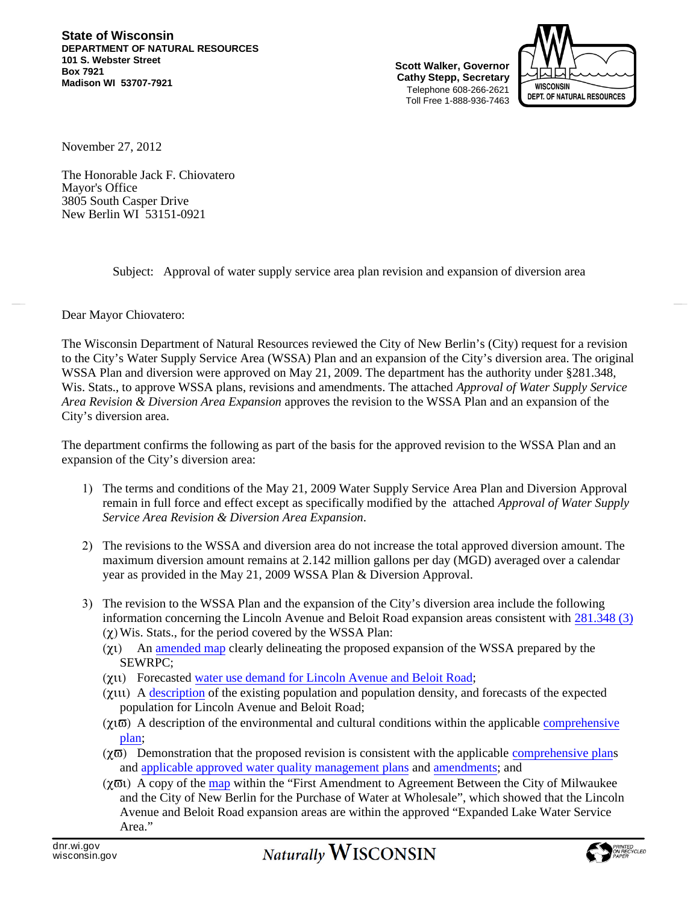**State of Wisconsin**
**DEPARTMENT OF NATURAL RESOURCES**
**101 S. Webster Street**
**Box 7921**
**Madison WI 53707-7921**

**Scott Walker, Governor**
**Cathy Stepp, Secretary**
Telephone 608-266-2621
Toll Free 1-888-936-7463

WISCONSIN
DEPT. OF NATURAL RESOURCES

November 27, 2012

The Honorable Jack F. Chiovatero
Mayor's Office
3805 South Casper Drive
New Berlin WI 53151-0921

Subject: Approval of water supply service area plan revision and expansion of diversion area

Dear Mayor Chiovatero:

The Wisconsin Department of Natural Resources reviewed the City of New Berlin's (City) request for a revision to the City's Water Supply Service Area (WSSA) Plan and an expansion of the City's diversion area. The original WSSA Plan and diversion were approved on May 21, 2009. The department has the authority under §281.348, Wis. Stats., to approve WSSA plans, revisions and amendments. The attached *Approval of Water Supply Service Area Revision & Diversion Area Expansion* approves the revision to the WSSA Plan and an expansion of the City's diversion area.

The department confirms the following as part of the basis for the approved revision to the WSSA Plan and an expansion of the City's diversion area:

1) The terms and conditions of the May 21, 2009 Water Supply Service Area Plan and Diversion Approval remain in full force and effect except as specifically modified by the attached *Approval of Water Supply Service Area Revision & Diversion Area Expansion*.

2) The revisions to the WSSA and diversion area do not increase the total approved diversion amount. The maximum diversion amount remains at 2.142 million gallons per day (MGD) averaged over a calendar year as provided in the May 21, 2009 WSSA Plan & Diversion Approval.

3) The revision to the WSSA Plan and the expansion of the City's diversion area include the following information concerning the Lincoln Avenue and Beloit Road expansion areas consistent with 281.348 (3) (c) Wis. Stats., for the period covered by the WSSA Plan:
   (c1) An amended map clearly delineating the proposed expansion of the WSSA prepared by the SEWRPC;
   (c2) Forecasted water use demand for Lincoln Avenue and Beloit Road;
   (c3) A description of the existing population and population density, and forecasts of the expected population for Lincoln Avenue and Beloit Road;
   (c4) A description of the environmental and cultural conditions within the applicable comprehensive plan;
   (c5) Demonstration that the proposed revision is consistent with the applicable comprehensive plans and applicable approved water quality management plans and amendments; and
   (c6) A copy of the map within the "First Amendment to Agreement Between the City of Milwaukee and the City of New Berlin for the Purchase of Water at Wholesale", which showed that the Lincoln Avenue and Beloit Road expansion areas are within the approved "Expanded Lake Water Service Area."

dnr.wi.gov
wisconsin.gov

Naturally WISCONSIN

PRINTED ON RECYCLED PAPER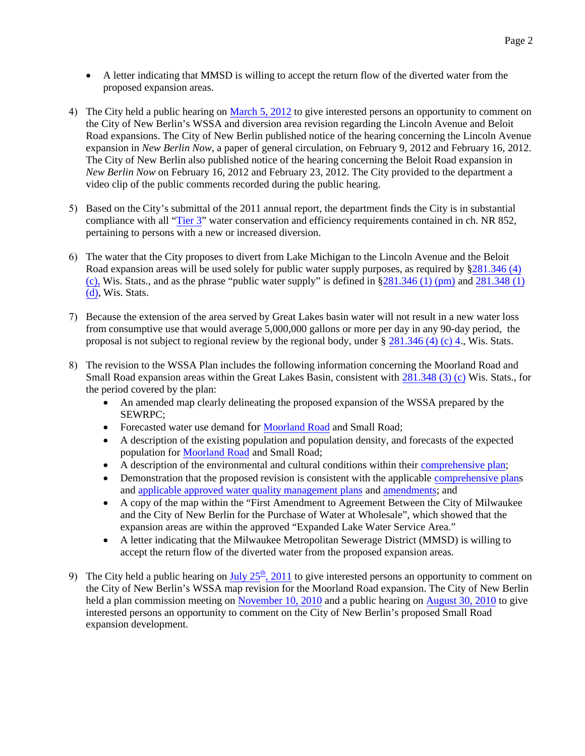- A letter indicating that MMSD is willing to accept the return flow of the diverted water from the proposed expansion areas.

4) The City held a public hearing on March 5, 2012 to give interested persons an opportunity to comment on the City of New Berlin's WSSA and diversion area revision regarding the Lincoln Avenue and Beloit Road expansions. The City of New Berlin published notice of the hearing concerning the Lincoln Avenue expansion in *New Berlin Now*, a paper of general circulation, on February 9, 2012 and February 16, 2012. The City of New Berlin also published notice of the hearing concerning the Beloit Road expansion in *New Berlin Now* on February 16, 2012 and February 23, 2012. The City provided to the department a video clip of the public comments recorded during the public hearing.

5) Based on the City's submittal of the 2011 annual report, the department finds the City is in substantial compliance with all "Tier 3" water conservation and efficiency requirements contained in ch. NR 852, pertaining to persons with a new or increased diversion.

6) The water that the City proposes to divert from Lake Michigan to the Lincoln Avenue and the Beloit Road expansion areas will be used solely for public water supply purposes, as required by §281.346 (4) (c), Wis. Stats., and as the phrase "public water supply" is defined in §281.346 (1) (pm) and 281.348 (1) (d), Wis. Stats.

7) Because the extension of the area served by Great Lakes basin water will not result in a new water loss from consumptive use that would average 5,000,000 gallons or more per day in any 90-day period, the proposal is not subject to regional review by the regional body, under § 281.346 (4) (c) 4., Wis. Stats.

8) The revision to the WSSA Plan includes the following information concerning the Moorland Road and Small Road expansion areas within the Great Lakes Basin, consistent with 281.348 (3) (c) Wis. Stats., for the period covered by the plan:
   - An amended map clearly delineating the proposed expansion of the WSSA prepared by the SEWRPC;
   - Forecasted water use demand for Moorland Road and Small Road;
   - A description of the existing population and population density, and forecasts of the expected population for Moorland Road and Small Road;
   - A description of the environmental and cultural conditions within their comprehensive plan;
   - Demonstration that the proposed revision is consistent with the applicable comprehensive plans and applicable approved water quality management plans and amendments; and
   - A copy of the map within the "First Amendment to Agreement Between the City of Milwaukee and the City of New Berlin for the Purchase of Water at Wholesale", which showed that the expansion areas are within the approved "Expanded Lake Water Service Area."
   - A letter indicating that the Milwaukee Metropolitan Sewerage District (MMSD) is willing to accept the return flow of the diverted water from the proposed expansion areas.

9) The City held a public hearing on July 25th, 2011 to give interested persons an opportunity to comment on the City of New Berlin's WSSA map revision for the Moorland Road expansion. The City of New Berlin held a plan commission meeting on November 10, 2010 and a public hearing on August 30, 2010 to give interested persons an opportunity to comment on the City of New Berlin's proposed Small Road expansion development.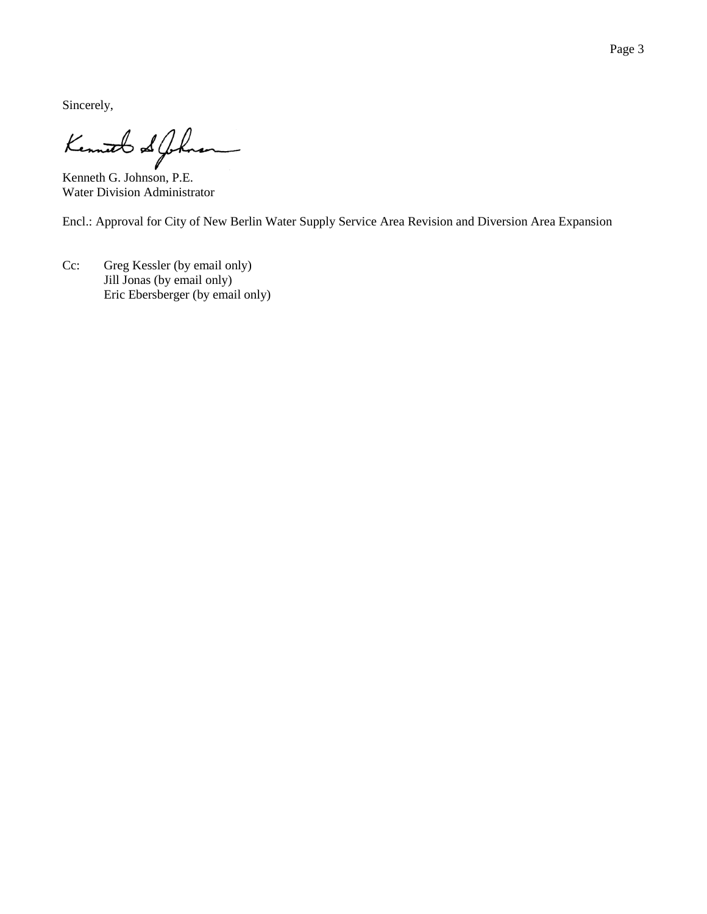Sincerely,

Kenneth G. Johnson, P.E.
Water Division Administrator

Encl.: Approval for City of New Berlin Water Supply Service Area Revision and Diversion Area Expansion

Cc: Greg Kessler (by email only)
Jill Jonas (by email only)
Eric Ebersberger (by email only)